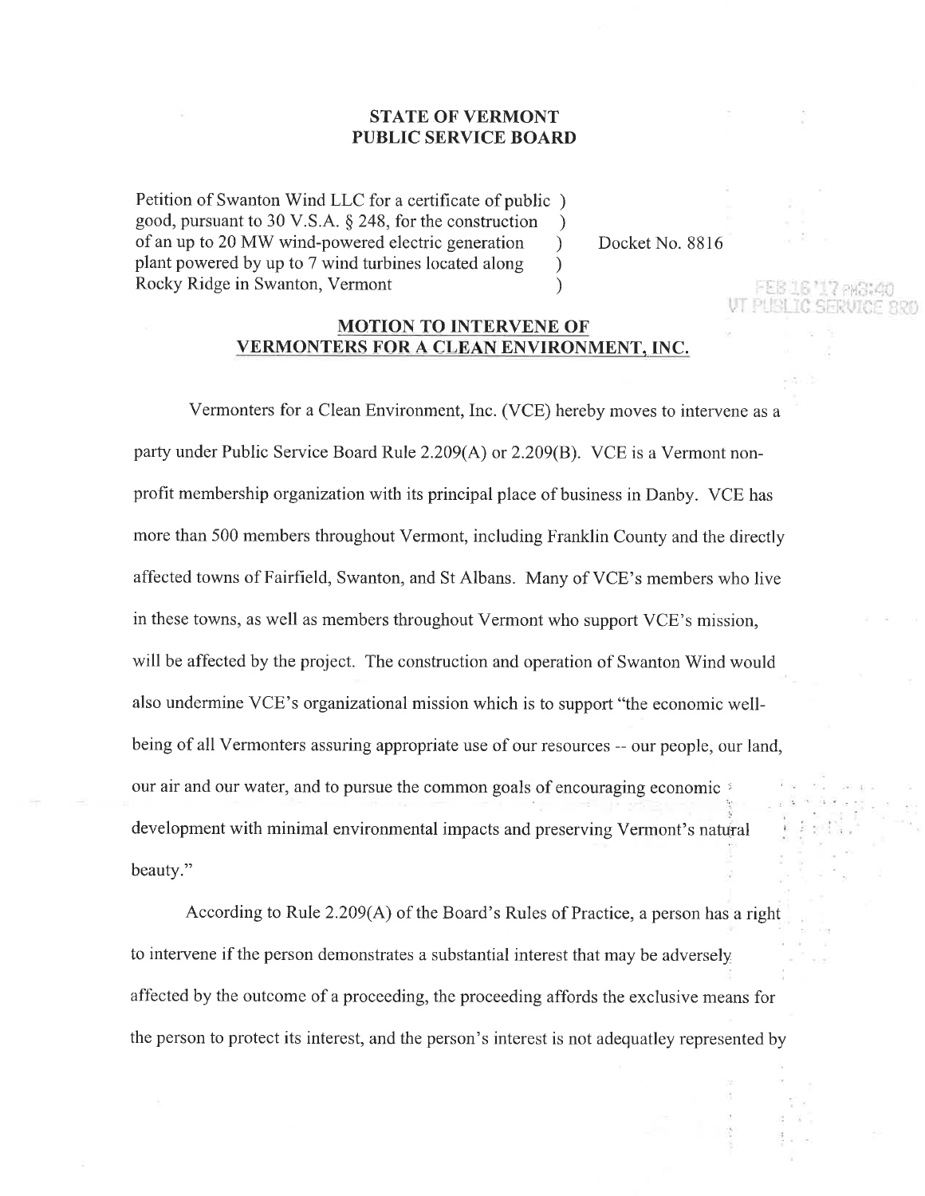**STATE OF VERMONT**
**PUBLIC SERVICE BOARD**

Petition of Swanton Wind LLC for a certificate of public good, pursuant to 30 V.S.A. § 248, for the construction of an up to 20 MW wind-powered electric generation plant powered by up to 7 wind turbines located along Rocky Ridge in Swanton, Vermont ) Docket No. 8816

FEB 16 '17 PM3:40
VT PUBLIC SERVICE BRD

## MOTION TO INTERVENE OF VERMONTERS FOR A CLEAN ENVIRONMENT, INC.

Vermonters for a Clean Environment, Inc. (VCE) hereby moves to intervene as a party under Public Service Board Rule 2.209(A) or 2.209(B). VCE is a Vermont non-profit membership organization with its principal place of business in Danby. VCE has more than 500 members throughout Vermont, including Franklin County and the directly affected towns of Fairfield, Swanton, and St Albans. Many of VCE's members who live in these towns, as well as members throughout Vermont who support VCE's mission, will be affected by the project. The construction and operation of Swanton Wind would also undermine VCE's organizational mission which is to support "the economic well-being of all Vermonters assuring appropriate use of our resources -- our people, our land, our air and our water, and to pursue the common goals of encouraging economic development with minimal environmental impacts and preserving Vermont's natural beauty."

According to Rule 2.209(A) of the Board's Rules of Practice, a person has a right to intervene if the person demonstrates a substantial interest that may be adversely affected by the outcome of a proceeding, the proceeding affords the exclusive means for the person to protect its interest, and the person's interest is not adequatley represented by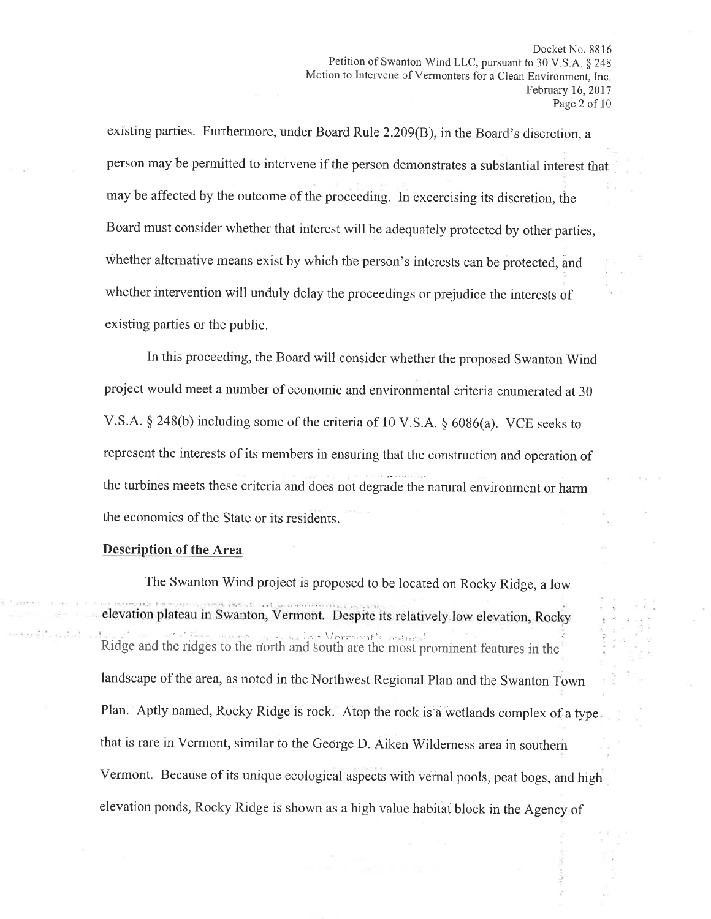existing parties. Furthermore, under Board Rule 2.209(B), in the Board's discretion, a person may be permitted to intervene if the person demonstrates a substantial interest that may be affected by the outcome of the proceeding. In excercising its discretion, the Board must consider whether that interest will be adequately protected by other parties, whether alternative means exist by which the person's interests can be protected, and whether intervention will unduly delay the proceedings or prejudice the interests of existing parties or the public.

In this proceeding, the Board will consider whether the proposed Swanton Wind project would meet a number of economic and environmental criteria enumerated at 30 V.S.A. § 248(b) including some of the criteria of 10 V.S.A. § 6086(a). VCE seeks to represent the interests of its members in ensuring that the construction and operation of the turbines meets these criteria and does not degrade the natural environment or harm the economics of the State or its residents.

**Description of the Area**

The Swanton Wind project is proposed to be located on Rocky Ridge, a low elevation plateau in Swanton, Vermont. Despite its relatively low elevation, Rocky Ridge and the ridges to the north and south are the most prominent features in the landscape of the area, as noted in the Northwest Regional Plan and the Swanton Town Plan. Aptly named, Rocky Ridge is rock. Atop the rock is a wetlands complex of a type that is rare in Vermont, similar to the George D. Aiken Wilderness area in southern Vermont. Because of its unique ecological aspects with vernal pools, peat bogs, and high elevation ponds, Rocky Ridge is shown as a high value habitat block in the Agency of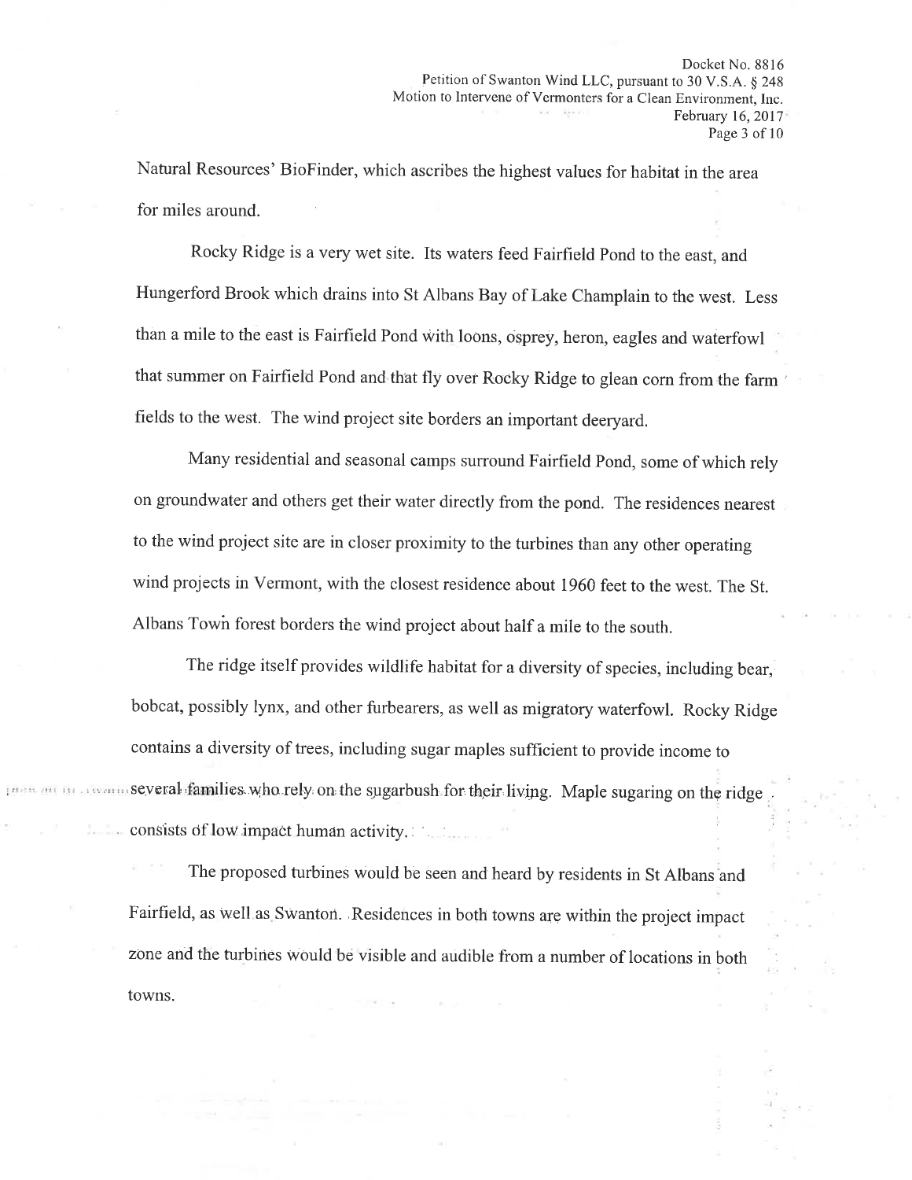Natural Resources' BioFinder, which ascribes the highest values for habitat in the area for miles around.

Rocky Ridge is a very wet site. Its waters feed Fairfield Pond to the east, and Hungerford Brook which drains into St Albans Bay of Lake Champlain to the west. Less than a mile to the east is Fairfield Pond with loons, osprey, heron, eagles and waterfowl that summer on Fairfield Pond and that fly over Rocky Ridge to glean corn from the farm fields to the west. The wind project site borders an important deeryard.

Many residential and seasonal camps surround Fairfield Pond, some of which rely on groundwater and others get their water directly from the pond. The residences nearest to the wind project site are in closer proximity to the turbines than any other operating wind projects in Vermont, with the closest residence about 1960 feet to the west. The St. Albans Town forest borders the wind project about half a mile to the south.

The ridge itself provides wildlife habitat for a diversity of species, including bear, bobcat, possibly lynx, and other furbearers, as well as migratory waterfowl. Rocky Ridge contains a diversity of trees, including sugar maples sufficient to provide income to several families who rely on the sugarbush for their living. Maple sugaring on the ridge consists of low impact human activity.

The proposed turbines would be seen and heard by residents in St Albans and Fairfield, as well as Swanton. Residences in both towns are within the project impact zone and the turbines would be visible and audible from a number of locations in both towns.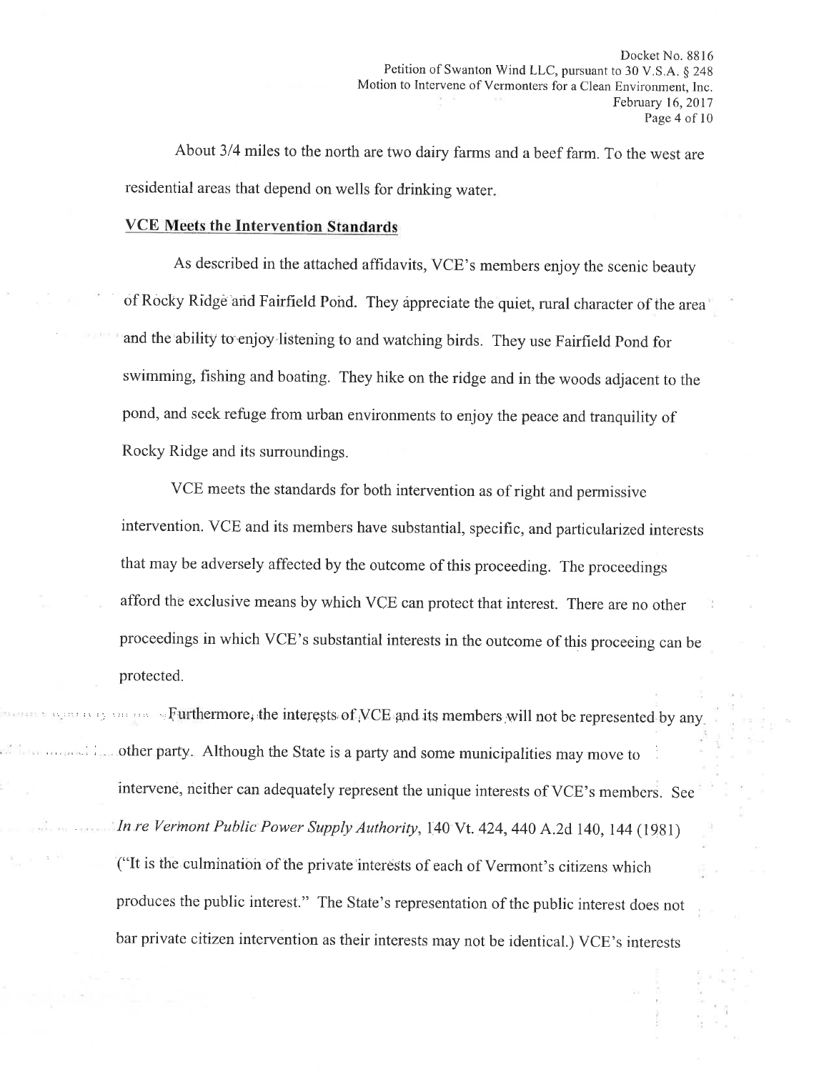About 3/4 miles to the north are two dairy farms and a beef farm. To the west are residential areas that depend on wells for drinking water.

## VCE Meets the Intervention Standards

As described in the attached affidavits, VCE's members enjoy the scenic beauty of Rocky Ridge and Fairfield Pond. They appreciate the quiet, rural character of the area and the ability to enjoy listening to and watching birds. They use Fairfield Pond for swimming, fishing and boating. They hike on the ridge and in the woods adjacent to the pond, and seek refuge from urban environments to enjoy the peace and tranquility of Rocky Ridge and its surroundings.

VCE meets the standards for both intervention as of right and permissive intervention. VCE and its members have substantial, specific, and particularized interests that may be adversely affected by the outcome of this proceeding. The proceedings afford the exclusive means by which VCE can protect that interest. There are no other proceedings in which VCE's substantial interests in the outcome of this proceeing can be protected.

Furthermore, the interests of VCE and its members will not be represented by any other party. Although the State is a party and some municipalities may move to intervene, neither can adequately represent the unique interests of VCE's members. See *In re Vermont Public Power Supply Authority*, 140 Vt. 424, 440 A.2d 140, 144 (1981) ("It is the culmination of the private interests of each of Vermont's citizens which produces the public interest." The State's representation of the public interest does not bar private citizen intervention as their interests may not be identical.) VCE's interests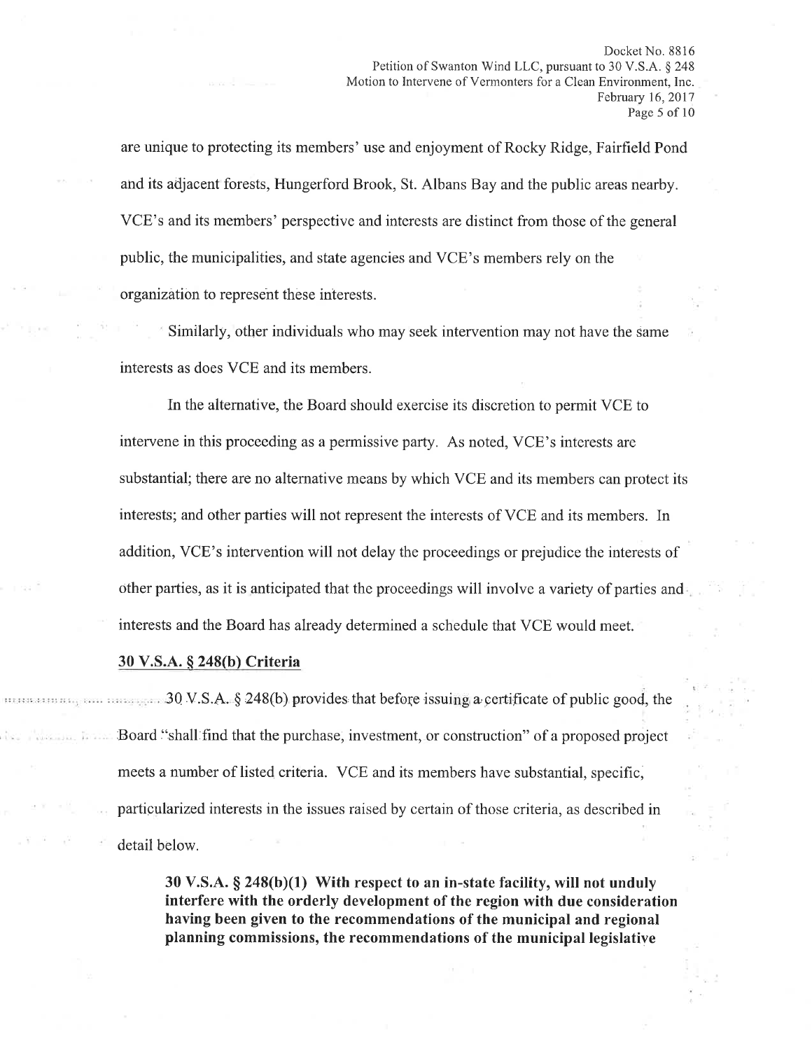are unique to protecting its members' use and enjoyment of Rocky Ridge, Fairfield Pond and its adjacent forests, Hungerford Brook, St. Albans Bay and the public areas nearby. VCE's and its members' perspective and interests are distinct from those of the general public, the municipalities, and state agencies and VCE's members rely on the organization to represent these interests.

Similarly, other individuals who may seek intervention may not have the same interests as does VCE and its members.

In the alternative, the Board should exercise its discretion to permit VCE to intervene in this proceeding as a permissive party. As noted, VCE's interests are substantial; there are no alternative means by which VCE and its members can protect its interests; and other parties will not represent the interests of VCE and its members. In addition, VCE's intervention will not delay the proceedings or prejudice the interests of other parties, as it is anticipated that the proceedings will involve a variety of parties and interests and the Board has already determined a schedule that VCE would meet.

**30 V.S.A. § 248(b) Criteria**

30 V.S.A. § 248(b) provides that before issuing a certificate of public good, the Board "shall find that the purchase, investment, or construction" of a proposed project meets a number of listed criteria. VCE and its members have substantial, specific, particularized interests in the issues raised by certain of those criteria, as described in detail below.

> **30 V.S.A. § 248(b)(1) With respect to an in-state facility, will not unduly interfere with the orderly development of the region with due consideration having been given to the recommendations of the municipal and regional planning commissions, the recommendations of the municipal legislative**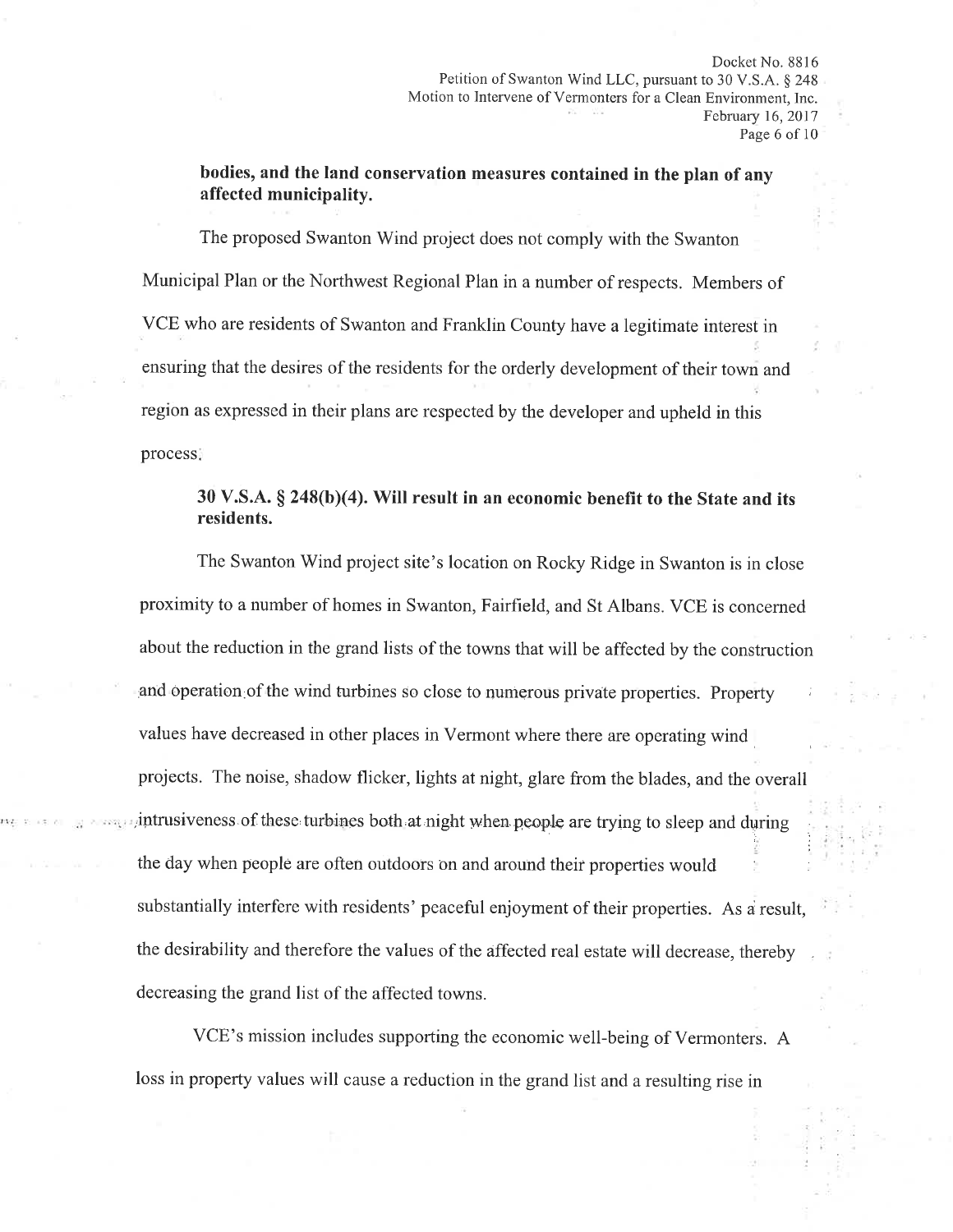**bodies, and the land conservation measures contained in the plan of any affected municipality.**

The proposed Swanton Wind project does not comply with the Swanton Municipal Plan or the Northwest Regional Plan in a number of respects. Members of VCE who are residents of Swanton and Franklin County have a legitimate interest in ensuring that the desires of the residents for the orderly development of their town and region as expressed in their plans are respected by the developer and upheld in this process.

**30 V.S.A. § 248(b)(4). Will result in an economic benefit to the State and its residents.**

The Swanton Wind project site's location on Rocky Ridge in Swanton is in close proximity to a number of homes in Swanton, Fairfield, and St Albans. VCE is concerned about the reduction in the grand lists of the towns that will be affected by the construction and operation of the wind turbines so close to numerous private properties. Property values have decreased in other places in Vermont where there are operating wind projects. The noise, shadow flicker, lights at night, glare from the blades, and the overall intrusiveness of these turbines both at night when people are trying to sleep and during the day when people are often outdoors on and around their properties would substantially interfere with residents' peaceful enjoyment of their properties. As a result, the desirability and therefore the values of the affected real estate will decrease, thereby decreasing the grand list of the affected towns.

VCE's mission includes supporting the economic well-being of Vermonters. A loss in property values will cause a reduction in the grand list and a resulting rise in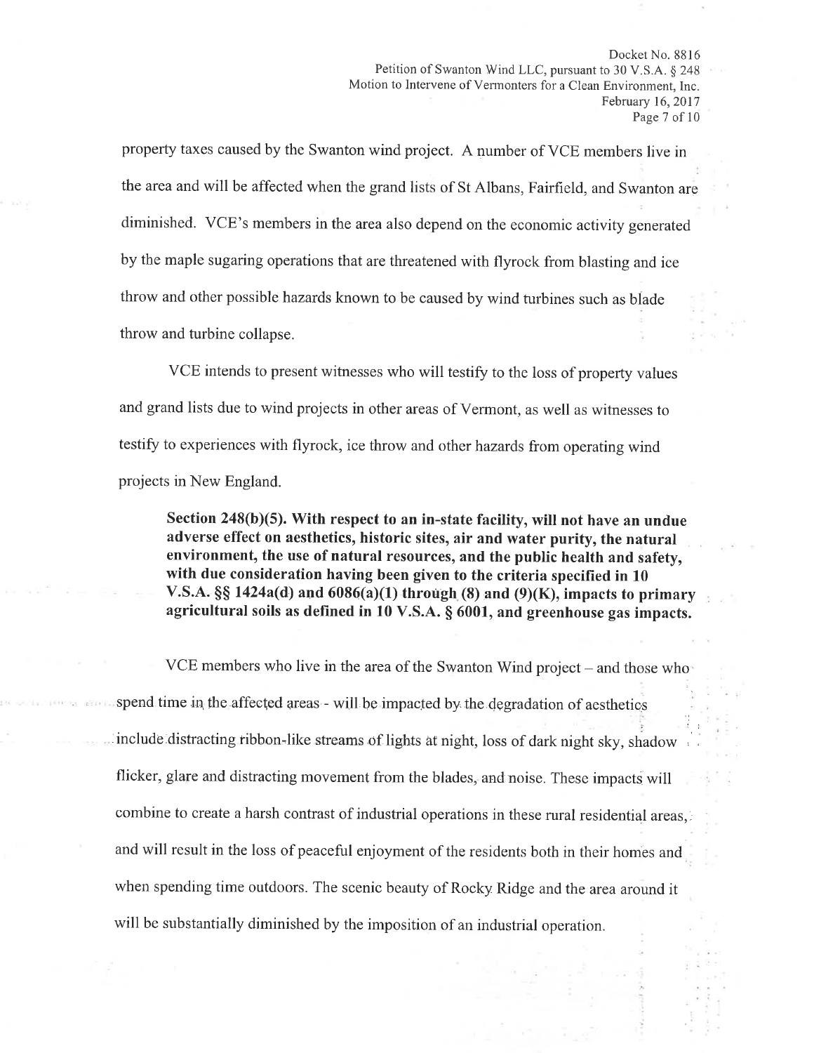property taxes caused by the Swanton wind project. A number of VCE members live in the area and will be affected when the grand lists of St Albans, Fairfield, and Swanton are diminished. VCE's members in the area also depend on the economic activity generated by the maple sugaring operations that are threatened with flyrock from blasting and ice throw and other possible hazards known to be caused by wind turbines such as blade throw and turbine collapse.

VCE intends to present witnesses who will testify to the loss of property values and grand lists due to wind projects in other areas of Vermont, as well as witnesses to testify to experiences with flyrock, ice throw and other hazards from operating wind projects in New England.

> **Section 248(b)(5). With respect to an in-state facility, will not have an undue adverse effect on aesthetics, historic sites, air and water purity, the natural environment, the use of natural resources, and the public health and safety, with due consideration having been given to the criteria specified in 10 V.S.A. §§ 1424a(d) and 6086(a)(1) through (8) and (9)(K), impacts to primary agricultural soils as defined in 10 V.S.A. § 6001, and greenhouse gas impacts.**

VCE members who live in the area of the Swanton Wind project – and those who spend time in the affected areas - will be impacted by the degradation of aesthetics include distracting ribbon-like streams of lights at night, loss of dark night sky, shadow flicker, glare and distracting movement from the blades, and noise. These impacts will combine to create a harsh contrast of industrial operations in these rural residential areas, and will result in the loss of peaceful enjoyment of the residents both in their homes and when spending time outdoors. The scenic beauty of Rocky Ridge and the area around it will be substantially diminished by the imposition of an industrial operation.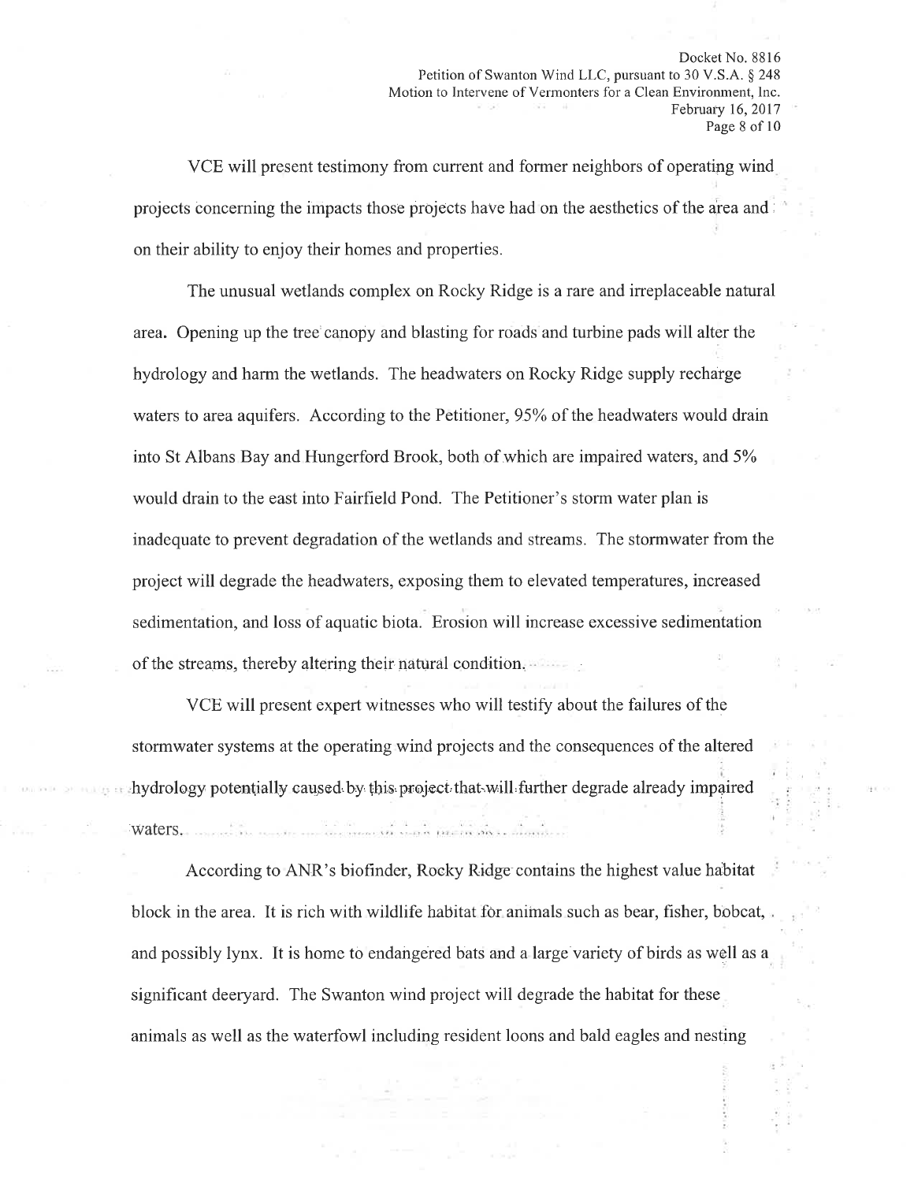VCE will present testimony from current and former neighbors of operating wind projects concerning the impacts those projects have had on the aesthetics of the area and on their ability to enjoy their homes and properties.

The unusual wetlands complex on Rocky Ridge is a rare and irreplaceable natural area. Opening up the tree canopy and blasting for roads and turbine pads will alter the hydrology and harm the wetlands. The headwaters on Rocky Ridge supply recharge waters to area aquifers. According to the Petitioner, 95% of the headwaters would drain into St Albans Bay and Hungerford Brook, both of which are impaired waters, and 5% would drain to the east into Fairfield Pond. The Petitioner's storm water plan is inadequate to prevent degradation of the wetlands and streams. The stormwater from the project will degrade the headwaters, exposing them to elevated temperatures, increased sedimentation, and loss of aquatic biota. Erosion will increase excessive sedimentation of the streams, thereby altering their natural condition.

VCE will present expert witnesses who will testify about the failures of the stormwater systems at the operating wind projects and the consequences of the altered hydrology potentially caused by this project that will further degrade already impaired waters.

According to ANR's biofinder, Rocky Ridge contains the highest value habitat block in the area. It is rich with wildlife habitat for animals such as bear, fisher, bobcat, and possibly lynx. It is home to endangered bats and a large variety of birds as well as a significant deeryard. The Swanton wind project will degrade the habitat for these animals as well as the waterfowl including resident loons and bald eagles and nesting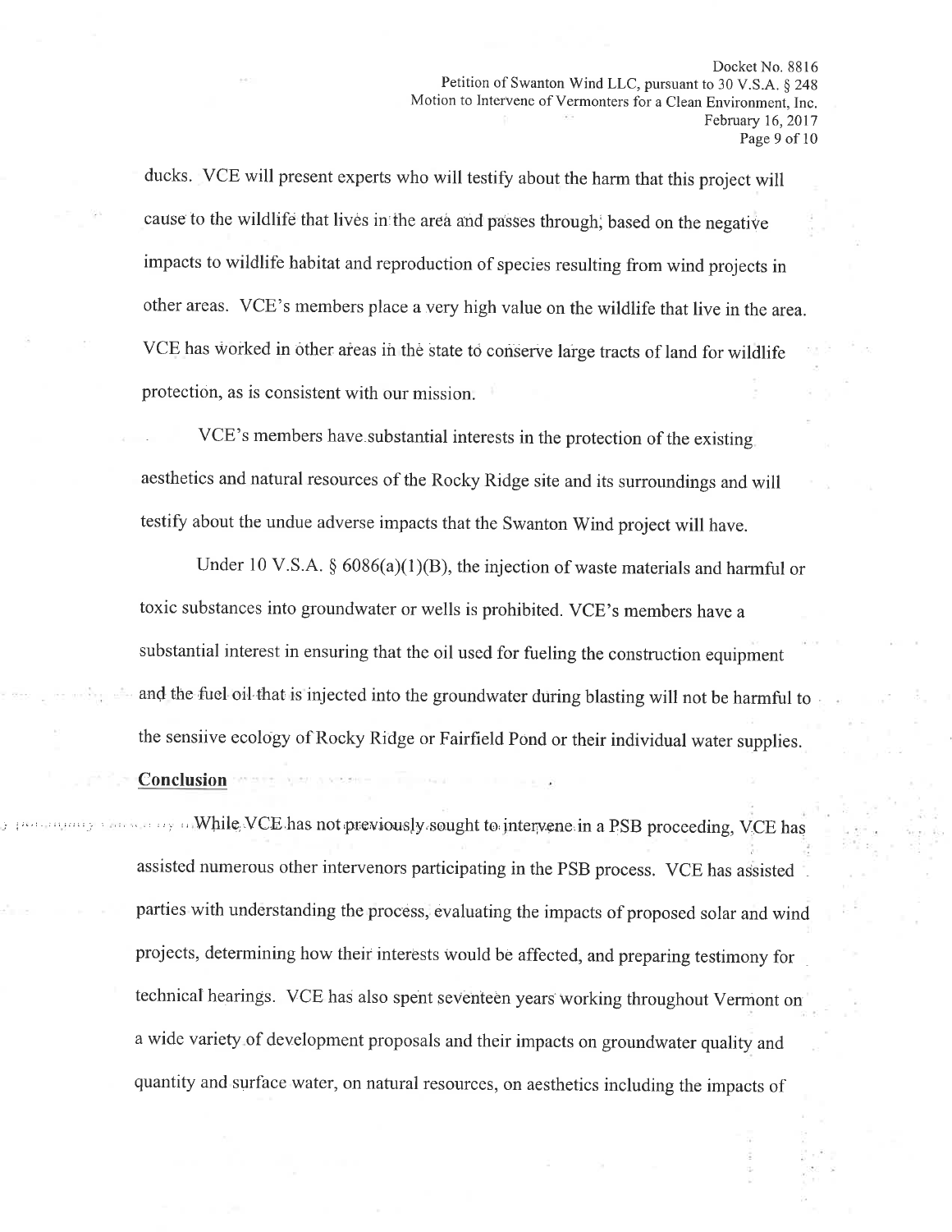ducks. VCE will present experts who will testify about the harm that this project will cause to the wildlife that lives in the area and passes through, based on the negative impacts to wildlife habitat and reproduction of species resulting from wind projects in other areas. VCE's members place a very high value on the wildlife that live in the area. VCE has worked in other areas in the state to conserve large tracts of land for wildlife protection, as is consistent with our mission.

VCE's members have substantial interests in the protection of the existing aesthetics and natural resources of the Rocky Ridge site and its surroundings and will testify about the undue adverse impacts that the Swanton Wind project will have.

Under 10 V.S.A. § 6086(a)(1)(B), the injection of waste materials and harmful or toxic substances into groundwater or wells is prohibited. VCE's members have a substantial interest in ensuring that the oil used for fueling the construction equipment and the fuel oil that is injected into the groundwater during blasting will not be harmful to the sensiive ecology of Rocky Ridge or Fairfield Pond or their individual water supplies.

**Conclusion**

While VCE has not previously sought to intervene in a PSB proceeding, VCE has assisted numerous other intervenors participating in the PSB process. VCE has assisted parties with understanding the process, evaluating the impacts of proposed solar and wind projects, determining how their interests would be affected, and preparing testimony for technical hearings. VCE has also spent seventeen years working throughout Vermont on a wide variety of development proposals and their impacts on groundwater quality and quantity and surface water, on natural resources, on aesthetics including the impacts of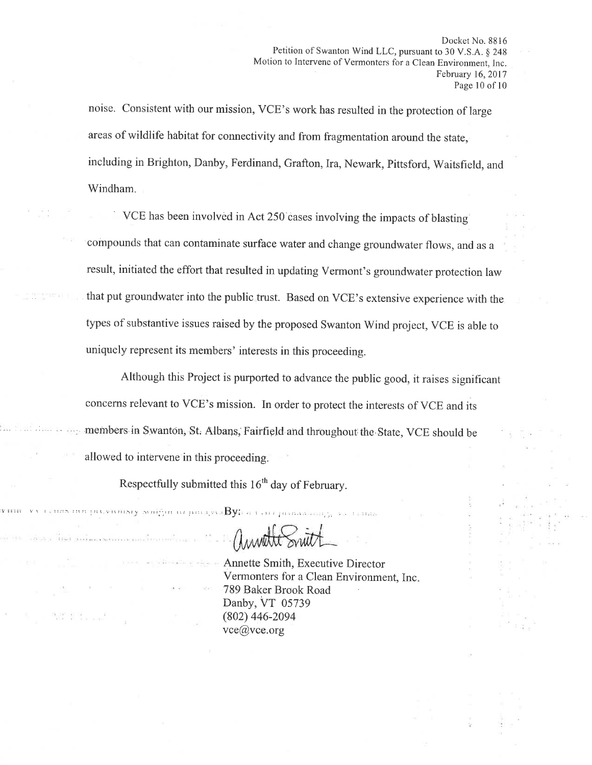noise. Consistent with our mission, VCE's work has resulted in the protection of large areas of wildlife habitat for connectivity and from fragmentation around the state, including in Brighton, Danby, Ferdinand, Grafton, Ira, Newark, Pittsford, Waitsfield, and Windham.

VCE has been involved in Act 250 cases involving the impacts of blasting compounds that can contaminate surface water and change groundwater flows, and as a result, initiated the effort that resulted in updating Vermont's groundwater protection law that put groundwater into the public trust. Based on VCE's extensive experience with the types of substantive issues raised by the proposed Swanton Wind project, VCE is able to uniquely represent its members' interests in this proceeding.

Although this Project is purported to advance the public good, it raises significant concerns relevant to VCE's mission. In order to protect the interests of VCE and its members in Swanton, St. Albans, Fairfield and throughout the State, VCE should be allowed to intervene in this proceeding.

Respectfully submitted this 16th day of February.

By:

Annette Smith, Executive Director
Vermonters for a Clean Environment, Inc.
789 Baker Brook Road
Danby, VT 05739
(802) 446-2094
vce@vce.org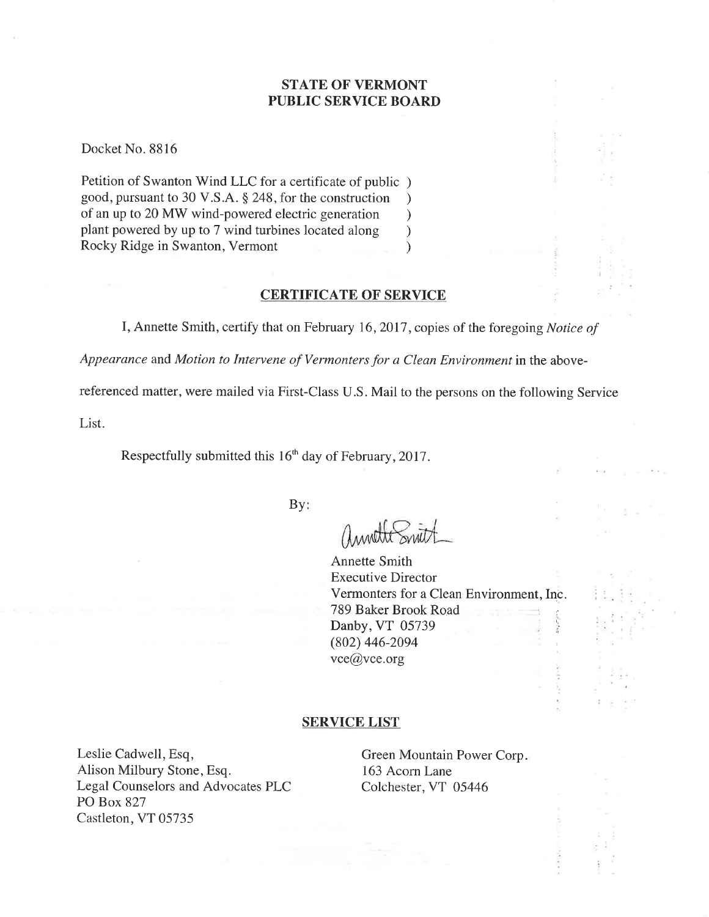**STATE OF VERMONT**
**PUBLIC SERVICE BOARD**

Docket No. 8816

Petition of Swanton Wind LLC for a certificate of public )
good, pursuant to 30 V.S.A. § 248, for the construction )
of an up to 20 MW wind-powered electric generation )
plant powered by up to 7 wind turbines located along )
Rocky Ridge in Swanton, Vermont )

## CERTIFICATE OF SERVICE

I, Annette Smith, certify that on February 16, 2017, copies of the foregoing *Notice of Appearance* and *Motion to Intervene of Vermonters for a Clean Environment* in the above-referenced matter, were mailed via First-Class U.S. Mail to the persons on the following Service List.

Respectfully submitted this 16th day of February, 2017.

By:

Annette Smith
Executive Director
Vermonters for a Clean Environment, Inc.
789 Baker Brook Road
Danby, VT 05739
(802) 446-2094
vce@vce.org

## SERVICE LIST

Leslie Cadwell, Esq,
Alison Milbury Stone, Esq.
Legal Counselors and Advocates PLC
PO Box 827
Castleton, VT 05735

Green Mountain Power Corp.
163 Acorn Lane
Colchester, VT 05446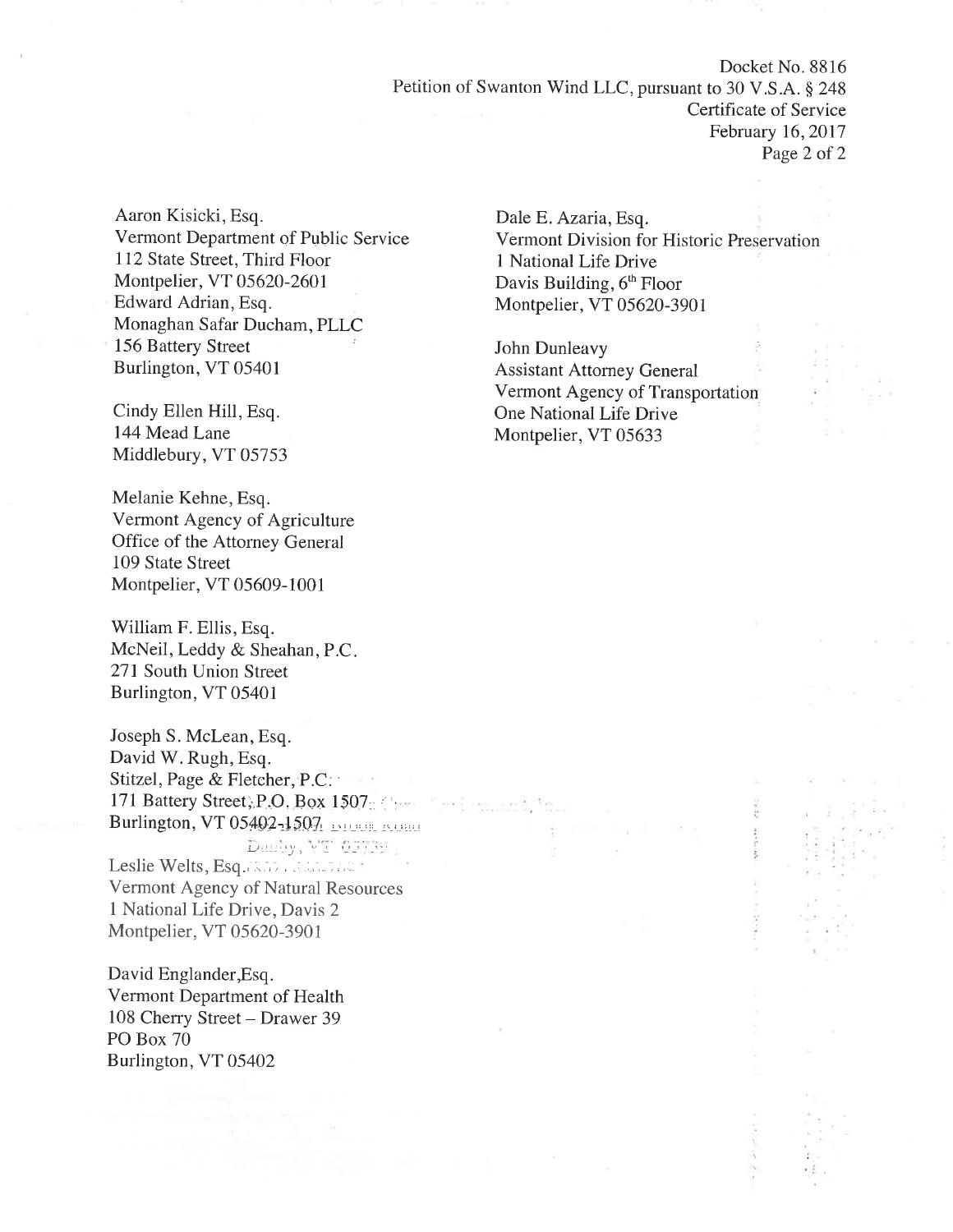Docket No. 8816
Petition of Swanton Wind LLC, pursuant to 30 V.S.A. § 248
Certificate of Service
February 16, 2017

Aaron Kisicki, Esq.
Vermont Department of Public Service
112 State Street, Third Floor
Montpelier, VT 05620-2601
Edward Adrian, Esq.
Monaghan Safar Ducham, PLLC
156 Battery Street
Burlington, VT 05401

Cindy Ellen Hill, Esq.
144 Mead Lane
Middlebury, VT 05753

Melanie Kehne, Esq.
Vermont Agency of Agriculture
Office of the Attorney General
109 State Street
Montpelier, VT 05609-1001

William F. Ellis, Esq.
McNeil, Leddy & Sheahan, P.C.
271 South Union Street
Burlington, VT 05401

Joseph S. McLean, Esq.
David W. Rugh, Esq.
Stitzel, Page & Fletcher, P.C.
171 Battery Street, P.O. Box 1507
Burlington, VT 05402-1507

Leslie Welts, Esq.
Vermont Agency of Natural Resources
1 National Life Drive, Davis 2
Montpelier, VT 05620-3901

David Englander,Esq.
Vermont Department of Health
108 Cherry Street – Drawer 39
PO Box 70
Burlington, VT 05402

Dale E. Azaria, Esq.
Vermont Division for Historic Preservation
1 National Life Drive
Davis Building, 6th Floor
Montpelier, VT 05620-3901

John Dunleavy
Assistant Attorney General
Vermont Agency of Transportation
One National Life Drive
Montpelier, VT 05633